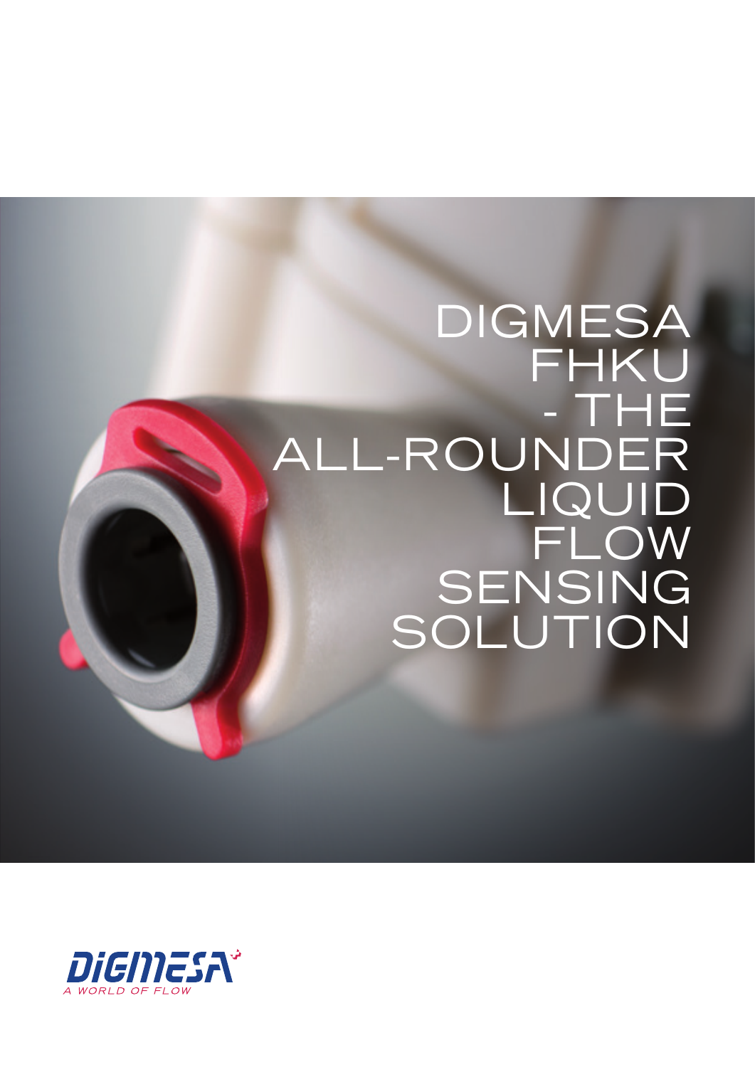# DIGMESA FHKU - THE ALL-ROUNDER LIQUID FLOW SENSING SOLUTION

DIGMESA

A WORLD OF FLOW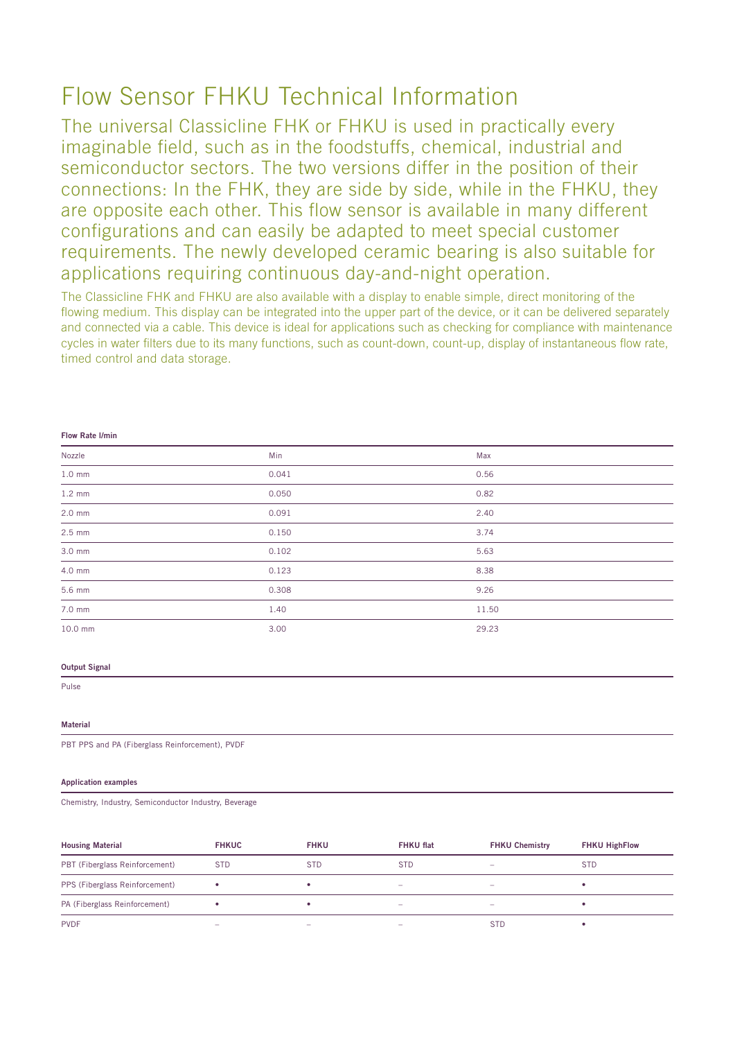# Flow Sensor FHKU Technical Information

The universal Classicline FHK or FHKU is used in practically every imaginable field, such as in the foodstuffs, chemical, industrial and semiconductor sectors. The two versions differ in the position of their connections: In the FHK, they are side by side, while in the FHKU, they are opposite each other. This flow sensor is available in many different configurations and can easily be adapted to meet special customer requirements. The newly developed ceramic bearing is also suitable for applications requiring continuous day-and-night operation.

The Classicline FHK and FHKU are also available with a display to enable simple, direct monitoring of the flowing medium. This display can be integrated into the upper part of the device, or it can be delivered separately and connected via a cable. This device is ideal for applications such as checking for compliance with maintenance cycles in water filters due to its many functions, such as count-down, count-up, display of instantaneous flow rate, timed control and data storage.

**Flow Rate l/min**

| Nozzle | Min | Max |
|---|---|---|
| 1.0 mm | 0.041 | 0.56 |
| 1.2 mm | 0.050 | 0.82 |
| 2.0 mm | 0.091 | 2.40 |
| 2.5 mm | 0.150 | 3.74 |
| 3.0 mm | 0.102 | 5.63 |
| 4.0 mm | 0.123 | 8.38 |
| 5.6 mm | 0.308 | 9.26 |
| 7.0 mm | 1.40 | 11.50 |
| 10.0 mm | 3.00 | 29.23 |

**Output Signal**

Pulse

**Material**

PBT PPS and PA (Fiberglass Reinforcement), PVDF

**Application examples**

Chemistry, Industry, Semiconductor Industry, Beverage

| Housing Material | FHKUC | FHKU | FHKU flat | FHKU Chemistry | FHKU HighFlow |
|---|---|---|---|---|---|
| PBT (Fiberglass Reinforcement) | STD | STD | STD | – | STD |
| PPS (Fiberglass Reinforcement) | • | • | – | – | • |
| PA (Fiberglass Reinforcement) | • | • | – | – | • |
| PVDF | – | – | – | STD | • |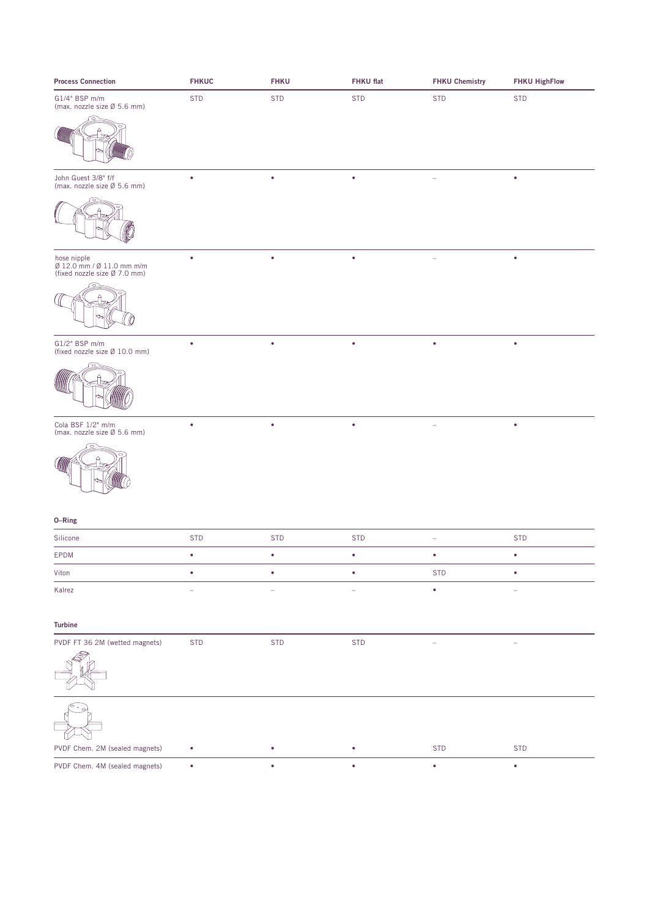| Process Connection | FHKUC | FHKU | FHKU flat | FHKU Chemistry | FHKU HighFlow |
|---|---|---|---|---|---|
| G1/4" BSP m/m (max. nozzle size Ø 5.6 mm) | STD | STD | STD | STD | STD |
| John Guest 3/8" f/f (max. nozzle size Ø 5.6 mm) | • | • | • | – | • |
| hose nipple Ø 12.0 mm / Ø 11.0 mm m/m (fixed nozzle size Ø 7.0 mm) | • | • | • | – | • |
| G1/2" BSP m/m (fixed nozzle size Ø 10.0 mm) | • | • | • | • | • |
| Cola BSF 1/2" m/m (max. nozzle size Ø 5.6 mm) | • | • | • | – | • |

**O–Ring**

| | FHKUC | FHKU | FHKU flat | FHKU Chemistry | FHKU HighFlow |
|---|---|---|---|---|---|
| Silicone | STD | STD | STD | – | STD |
| EPDM | • | • | • | • | • |
| Viton | • | • | • | STD | • |
| Kalrez | – | – | – | • | – |

**Turbine**

| | FHKUC | FHKU | FHKU flat | FHKU Chemistry | FHKU HighFlow |
|---|---|---|---|---|---|
| PVDF FT 36 2M (wetted magnets) | STD | STD | STD | – | – |
| PVDF Chem. 2M (sealed magnets) | • | • | • | STD | STD |
| PVDF Chem. 4M (sealed magnets) | • | • | • | • | • |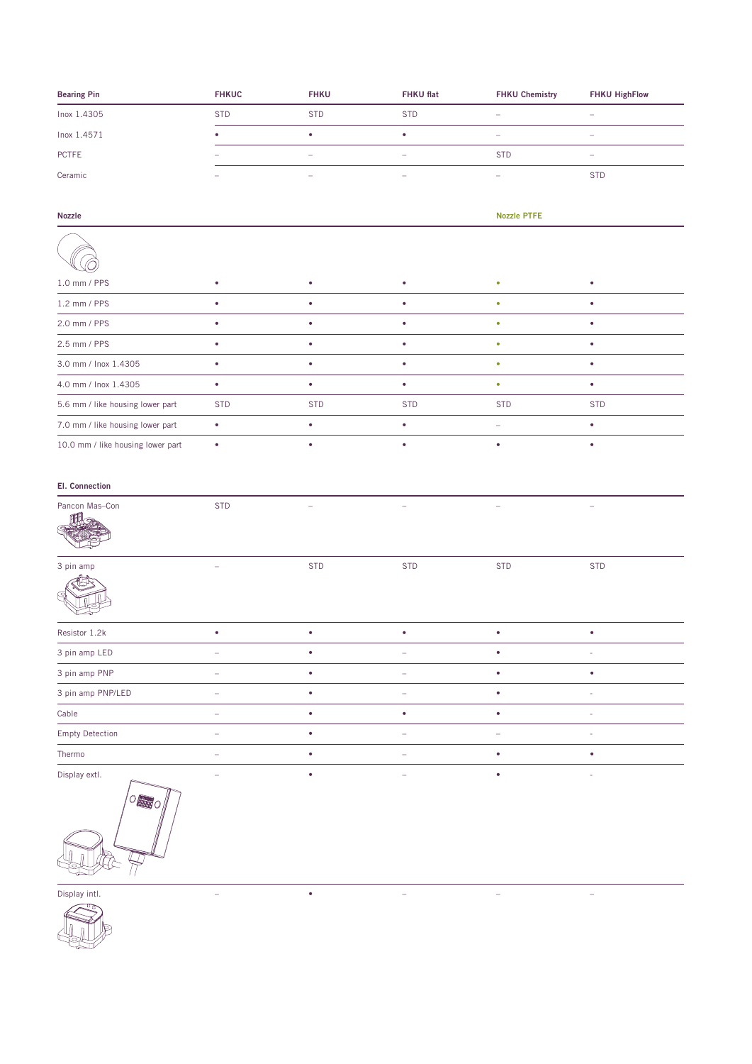| Bearing Pin | FHKUC | FHKU | FHKU flat | FHKU Chemistry | FHKU HighFlow |
|---|---|---|---|---|---|
| Inox 1.4305 | STD | STD | STD | – | – |
| Inox 1.4571 | • | • | • | – | – |
| PCTFE | – | – | – | STD | – |
| Ceramic | – | – | – | – | STD |

| Nozzle | | | | Nozzle PTFE | |
|---|---|---|---|---|---|
| 1.0 mm / PPS | • | • | • | • | • |
| 1.2 mm / PPS | • | • | • | • | • |
| 2.0 mm / PPS | • | • | • | • | • |
| 2.5 mm / PPS | • | • | • | • | • |
| 3.0 mm / Inox 1.4305 | • | • | • | • | • |
| 4.0 mm / Inox 1.4305 | • | • | • | • | • |
| 5.6 mm / like housing lower part | STD | STD | STD | STD | STD |
| 7.0 mm / like housing lower part | • | • | • | – | • |
| 10.0 mm / like housing lower part | • | • | • | • | • |

| El. Connection | | | | | |
|---|---|---|---|---|---|
| Pancon Mas–Con | STD | – | – | – | – |
| 3 pin amp | – | STD | STD | STD | STD |
| Resistor 1.2k | • | • | • | • | • |
| 3 pin amp LED | – | • | – | • | - |
| 3 pin amp PNP | – | • | – | • | • |
| 3 pin amp PNP/LED | – | • | – | • | - |
| Cable | – | • | • | • | - |
| Empty Detection | – | • | – | – | - |
| Thermo | – | • | – | • | • |
| Display extl. | – | • | – | • | - |
| Display intl. | – | • | – | – | – |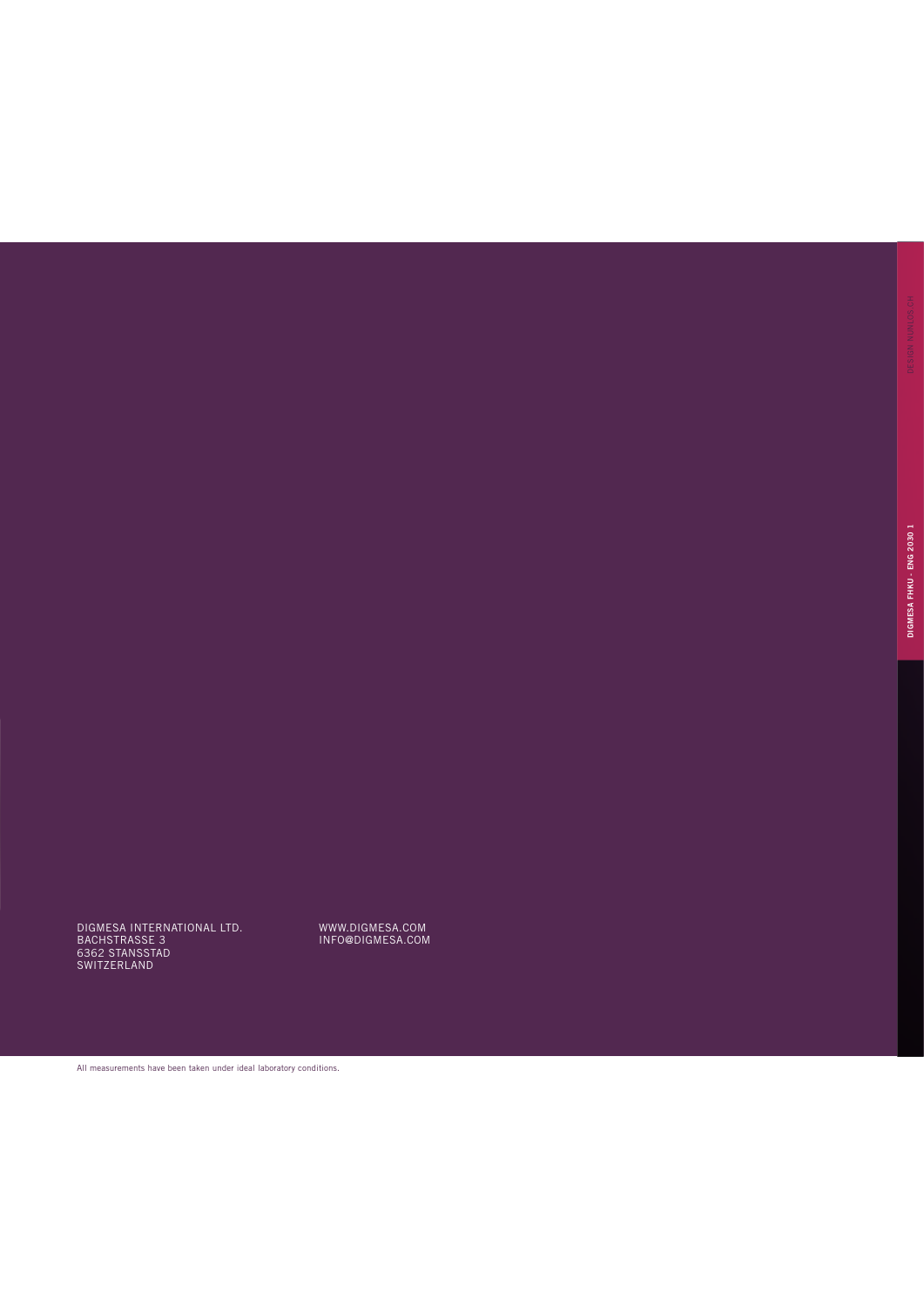DIGMESA INTERNATIONAL LTD.
BACHSTRASSE 3
6362 STANSSTAD
SWITZERLAND

WWW.DIGMESA.COM
INFO@DIGMESA.COM

All measurements have been taken under ideal laboratory conditions.

DIGMESA FHKU - ENG 2030 1

DESIGN NUNLOS.CH